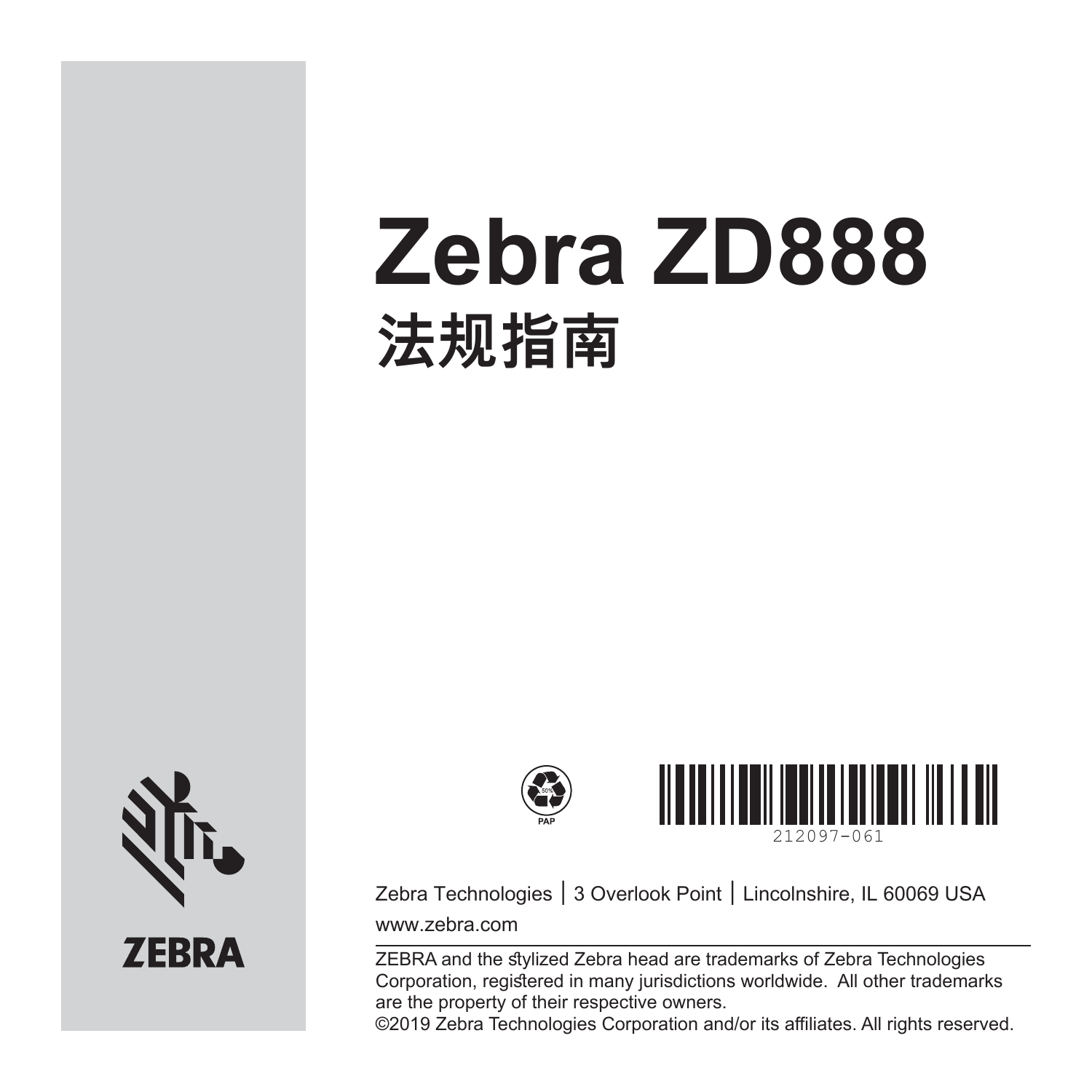# Zebra ZD888

## 法规指南

PAP

212097-061

Zebra Technologies | 3 Overlook Point | Lincolnshire, IL 60069 USA

www.zebra.com

ZEBRA and the stylized Zebra head are trademarks of Zebra Technologies Corporation, registered in many jurisdictions worldwide. All other trademarks are the property of their respective owners.

©2019 Zebra Technologies Corporation and/or its affiliates. All rights reserved.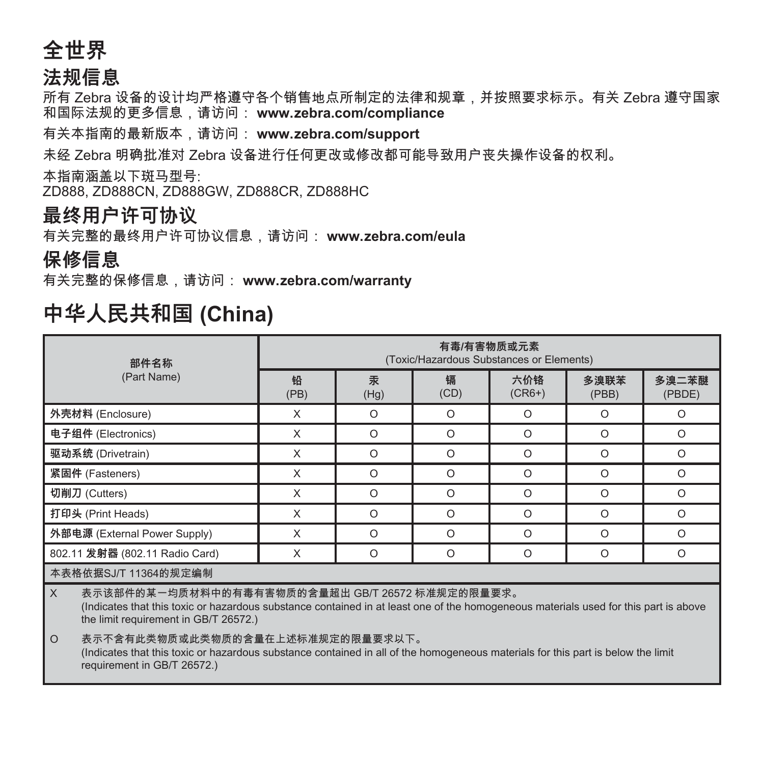# 全世界

## 法规信息

所有 Zebra 设备的设计均严格遵守各个销售地点所制定的法律和规章，并按照要求标示。有关 Zebra 遵守国家和国际法规的更多信息，请访问： **www.zebra.com/compliance**

有关本指南的最新版本，请访问： **www.zebra.com/support**

未经 Zebra 明确批准对 Zebra 设备进行任何更改或修改都可能导致用户丧失操作设备的权利。

本指南涵盖以下斑马型号:
ZD888, ZD888CN, ZD888GW, ZD888CR, ZD888HC

## 最终用户许可协议

有关完整的最终用户许可协议信息，请访问： **www.zebra.com/eula**

## 保修信息

有关完整的保修信息，请访问： **www.zebra.com/warranty**

# 中华人民共和国 (China)

| **部件名称** (Part Name) | **有毒/有害物质或元素** (Toxic/Hazardous Substances or Elements) | | | | | |
|---|---|---|---|---|---|---|
| | **铅** (PB) | **汞** (Hg) | **镉** (CD) | **六价铬** (CR6+) | **多溴联苯** (PBB) | **多溴二苯醚** (PBDE) |
| **外壳材料** (Enclosure) | X | O | O | O | O | O |
| **电子组件** (Electronics) | X | O | O | O | O | O |
| **驱动系统** (Drivetrain) | X | O | O | O | O | O |
| **紧固件** (Fasteners) | X | O | O | O | O | O |
| **切削刀** (Cutters) | X | O | O | O | O | O |
| **打印头** (Print Heads) | X | O | O | O | O | O |
| **外部电源** (External Power Supply) | X | O | O | O | O | O |
| 802.11 **发射器** (802.11 Radio Card) | X | O | O | O | O | O |

本表格依据SJ/T 11364的规定编制

X 表示该部件的某一均质材料中的有毒有害物质的含量超出 GB/T 26572 标准规定的限量要求。
(Indicates that this toxic or hazardous substance contained in at least one of the homogeneous materials used for this part is above the limit requirement in GB/T 26572.)

O 表示不含有此类物质或此类物质的含量在上述标准规定的限量要求以下。
(Indicates that this toxic or hazardous substance contained in all of the homogeneous materials for this part is below the limit requirement in GB/T 26572.)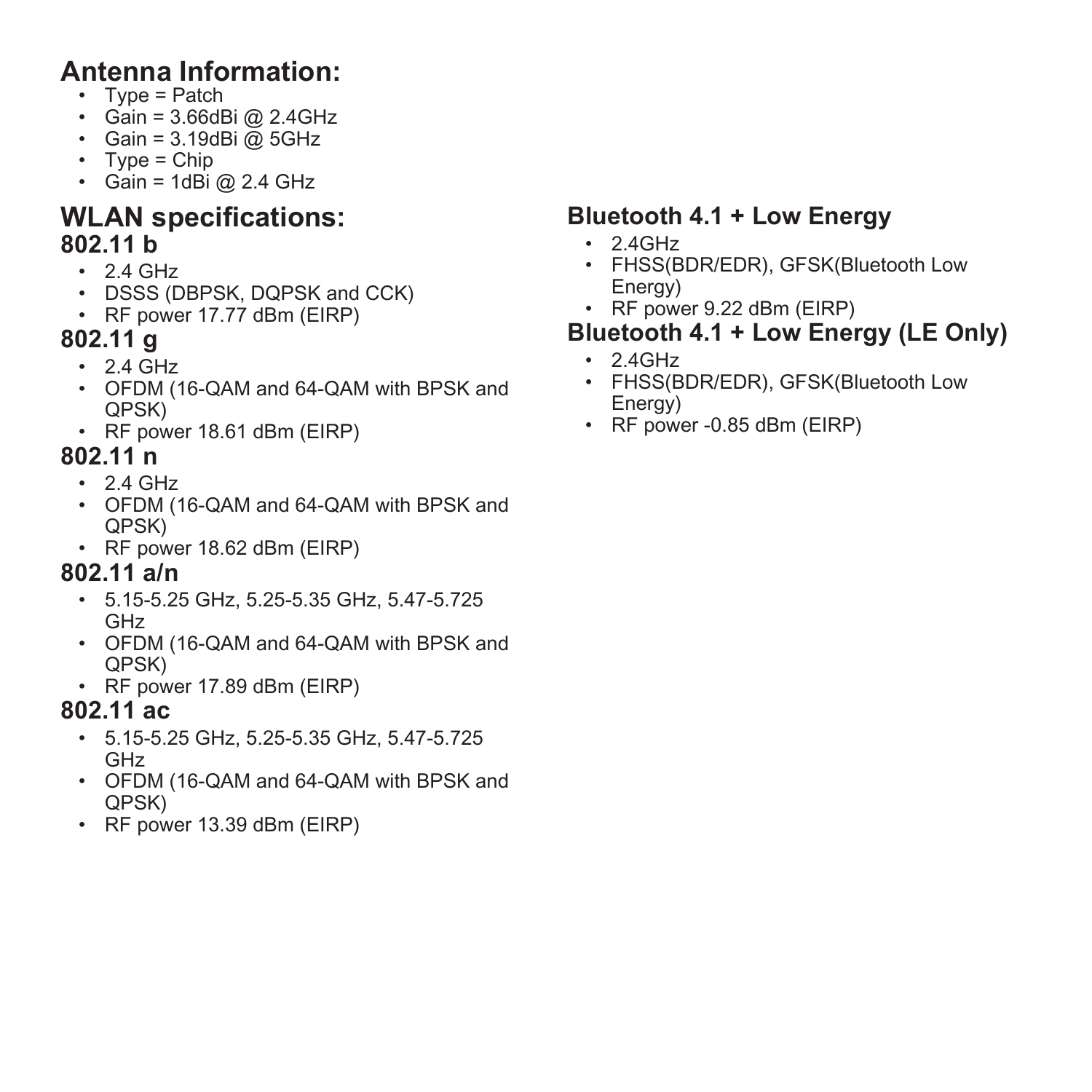## Antenna Information:

- Type = Patch
- Gain = 3.66dBi @ 2.4GHz
- Gain = 3.19dBi @ 5GHz
- Type = Chip
- Gain = 1dBi @ 2.4 GHz

## WLAN specifications:

### 802.11 b

- 2.4 GHz
- DSSS (DBPSK, DQPSK and CCK)
- RF power 17.77 dBm (EIRP)

### 802.11 g

- 2.4 GHz
- OFDM (16-QAM and 64-QAM with BPSK and QPSK)
- RF power 18.61 dBm (EIRP)

### 802.11 n

- 2.4 GHz
- OFDM (16-QAM and 64-QAM with BPSK and QPSK)
- RF power 18.62 dBm (EIRP)

### 802.11 a/n

- 5.15-5.25 GHz, 5.25-5.35 GHz, 5.47-5.725 GHz
- OFDM (16-QAM and 64-QAM with BPSK and QPSK)
- RF power 17.89 dBm (EIRP)

### 802.11 ac

- 5.15-5.25 GHz, 5.25-5.35 GHz, 5.47-5.725 GHz
- OFDM (16-QAM and 64-QAM with BPSK and QPSK)
- RF power 13.39 dBm (EIRP)

### Bluetooth 4.1 + Low Energy

- 2.4GHz
- FHSS(BDR/EDR), GFSK(Bluetooth Low Energy)
- RF power 9.22 dBm (EIRP)

### Bluetooth 4.1 + Low Energy (LE Only)

- 2.4GHz
- FHSS(BDR/EDR), GFSK(Bluetooth Low Energy)
- RF power -0.85 dBm (EIRP)